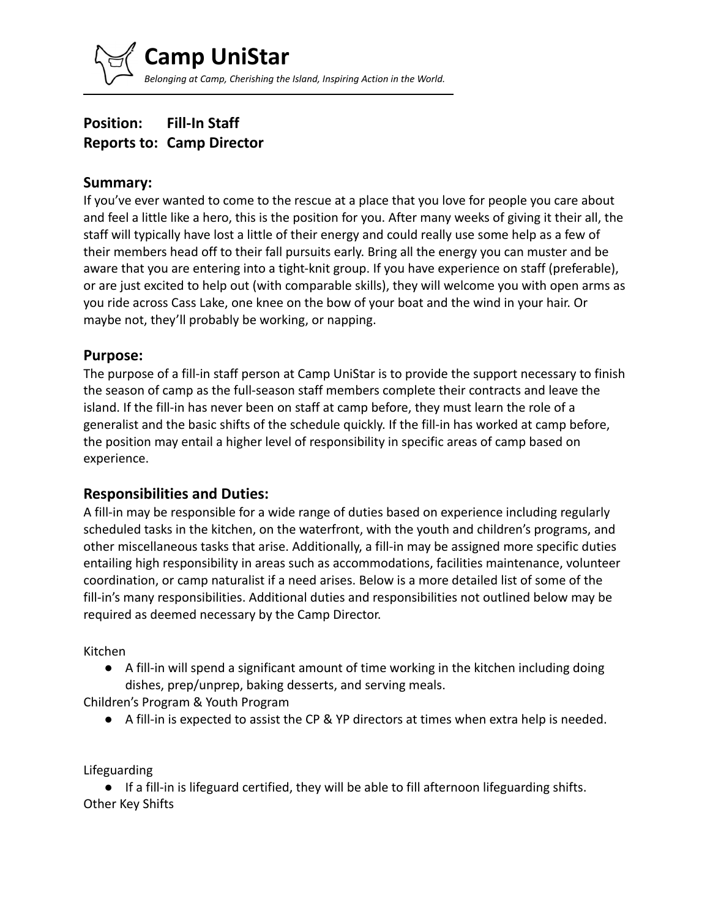# Camp UniStar

*Belonging at Camp, Cherishing the Island, Inspiring Action in the World.*

**Position: Fill-In Staff**
**Reports to: Camp Director**

## Summary:

If you've ever wanted to come to the rescue at a place that you love for people you care about and feel a little like a hero, this is the position for you. After many weeks of giving it their all, the staff will typically have lost a little of their energy and could really use some help as a few of their members head off to their fall pursuits early. Bring all the energy you can muster and be aware that you are entering into a tight-knit group. If you have experience on staff (preferable), or are just excited to help out (with comparable skills), they will welcome you with open arms as you ride across Cass Lake, one knee on the bow of your boat and the wind in your hair. Or maybe not, they'll probably be working, or napping.

## Purpose:

The purpose of a fill-in staff person at Camp UniStar is to provide the support necessary to finish the season of camp as the full-season staff members complete their contracts and leave the island. If the fill-in has never been on staff at camp before, they must learn the role of a generalist and the basic shifts of the schedule quickly. If the fill-in has worked at camp before, the position may entail a higher level of responsibility in specific areas of camp based on experience.

## Responsibilities and Duties:

A fill-in may be responsible for a wide range of duties based on experience including regularly scheduled tasks in the kitchen, on the waterfront, with the youth and children's programs, and other miscellaneous tasks that arise. Additionally, a fill-in may be assigned more specific duties entailing high responsibility in areas such as accommodations, facilities maintenance, volunteer coordination, or camp naturalist if a need arises. Below is a more detailed list of some of the fill-in's many responsibilities. Additional duties and responsibilities not outlined below may be required as deemed necessary by the Camp Director.

Kitchen

- A fill-in will spend a significant amount of time working in the kitchen including doing dishes, prep/unprep, baking desserts, and serving meals.

Children's Program & Youth Program

- A fill-in is expected to assist the CP & YP directors at times when extra help is needed.

Lifeguarding

- If a fill-in is lifeguard certified, they will be able to fill afternoon lifeguarding shifts.

Other Key Shifts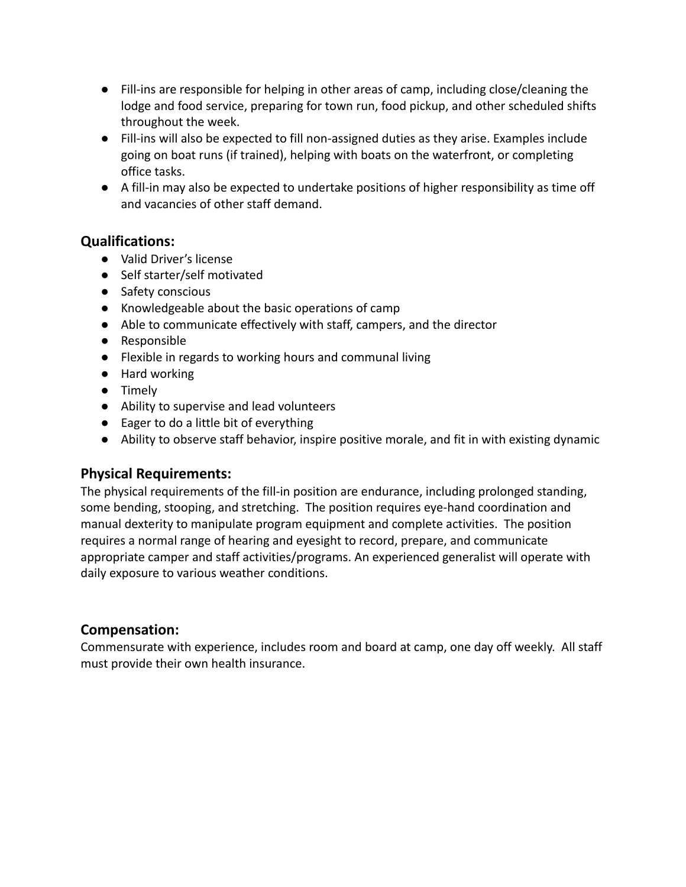- Fill-ins are responsible for helping in other areas of camp, including close/cleaning the lodge and food service, preparing for town run, food pickup, and other scheduled shifts throughout the week.
- Fill-ins will also be expected to fill non-assigned duties as they arise. Examples include going on boat runs (if trained), helping with boats on the waterfront, or completing office tasks.
- A fill-in may also be expected to undertake positions of higher responsibility as time off and vacancies of other staff demand.

## Qualifications:

- Valid Driver's license
- Self starter/self motivated
- Safety conscious
- Knowledgeable about the basic operations of camp
- Able to communicate effectively with staff, campers, and the director
- Responsible
- Flexible in regards to working hours and communal living
- Hard working
- Timely
- Ability to supervise and lead volunteers
- Eager to do a little bit of everything
- Ability to observe staff behavior, inspire positive morale, and fit in with existing dynamic

## Physical Requirements:

The physical requirements of the fill-in position are endurance, including prolonged standing, some bending, stooping, and stretching. The position requires eye-hand coordination and manual dexterity to manipulate program equipment and complete activities. The position requires a normal range of hearing and eyesight to record, prepare, and communicate appropriate camper and staff activities/programs. An experienced generalist will operate with daily exposure to various weather conditions.

## Compensation:

Commensurate with experience, includes room and board at camp, one day off weekly. All staff must provide their own health insurance.